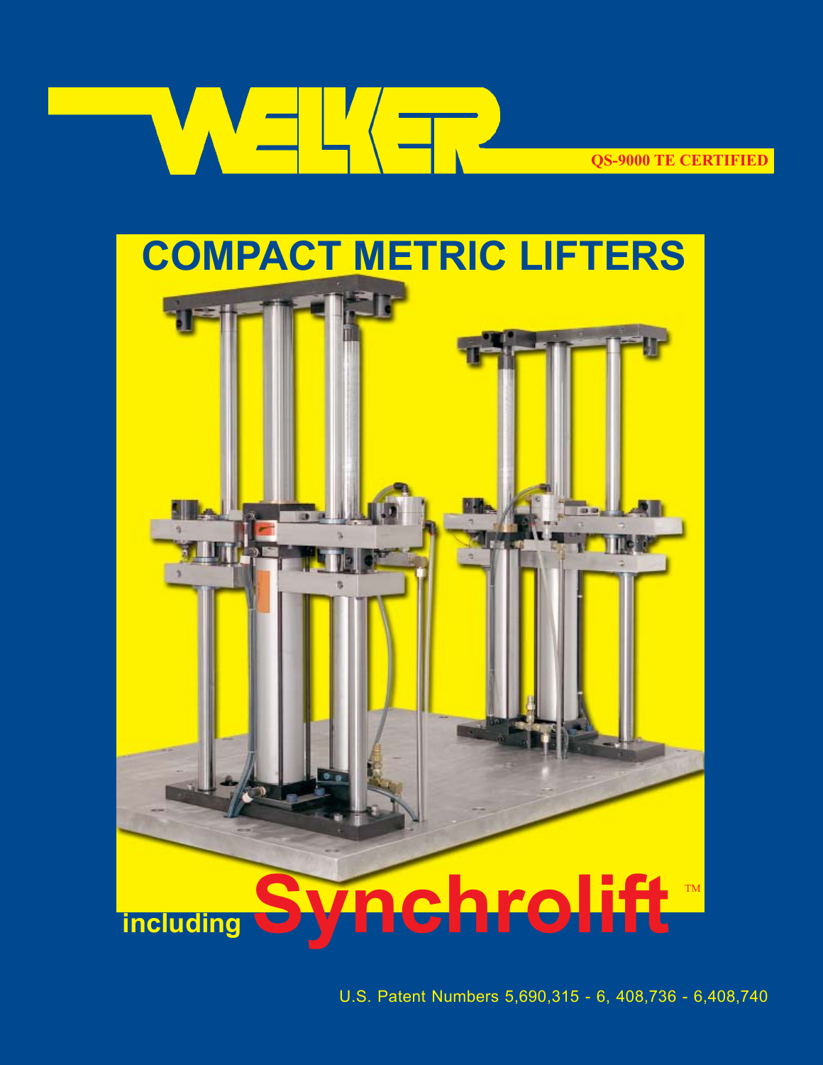# WELKER

**QS-9000 TE CERTIFIED**

# COMPACT METRIC LIFTERS

including **Synchrolift**™

U.S. Patent Numbers 5,690,315 - 6, 408,736 - 6,408,740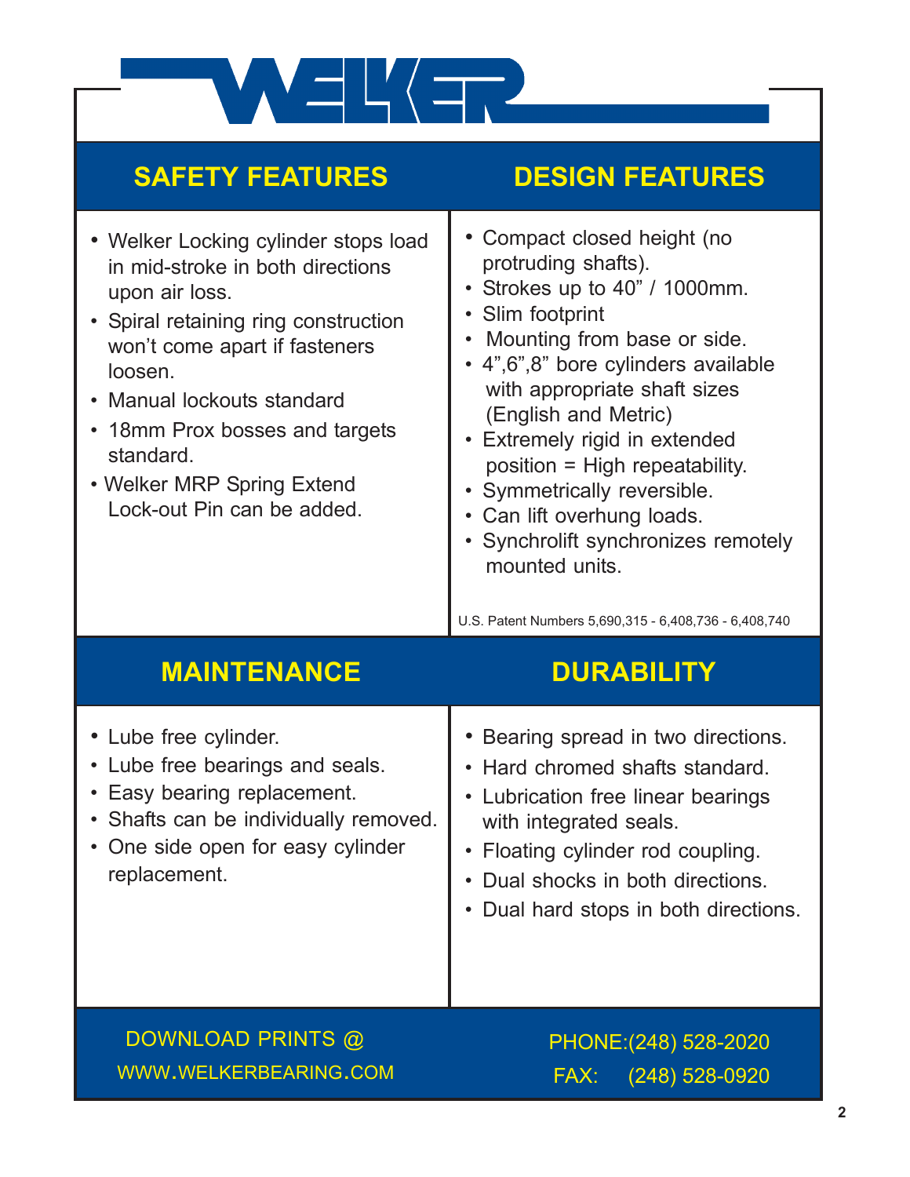# WELKER

## SAFETY FEATURES

- Welker Locking cylinder stops load in mid-stroke in both directions upon air loss.
- Spiral retaining ring construction won't come apart if fasteners loosen.
- Manual lockouts standard
- 18mm Prox bosses and targets standard.
- Welker MRP Spring Extend Lock-out Pin can be added.

## DESIGN FEATURES

- Compact closed height (no protruding shafts).
- Strokes up to 40" / 1000mm.
- Slim footprint
- Mounting from base or side.
- 4",6",8" bore cylinders available with appropriate shaft sizes (English and Metric)
- Extremely rigid in extended position = High repeatability.
- Symmetrically reversible.
- Can lift overhung loads.
- Synchrolift synchronizes remotely mounted units.

U.S. Patent Numbers 5,690,315 - 6,408,736 - 6,408,740

## MAINTENANCE

- Lube free cylinder.
- Lube free bearings and seals.
- Easy bearing replacement.
- Shafts can be individually removed.
- One side open for easy cylinder replacement.

## DURABILITY

- Bearing spread in two directions.
- Hard chromed shafts standard.
- Lubrication free linear bearings with integrated seals.
- Floating cylinder rod coupling.
- Dual shocks in both directions.
- Dual hard stops in both directions.

DOWNLOAD PRINTS @
WWW.WELKERBEARING.COM

PHONE:(248) 528-2020
FAX: (248) 528-0920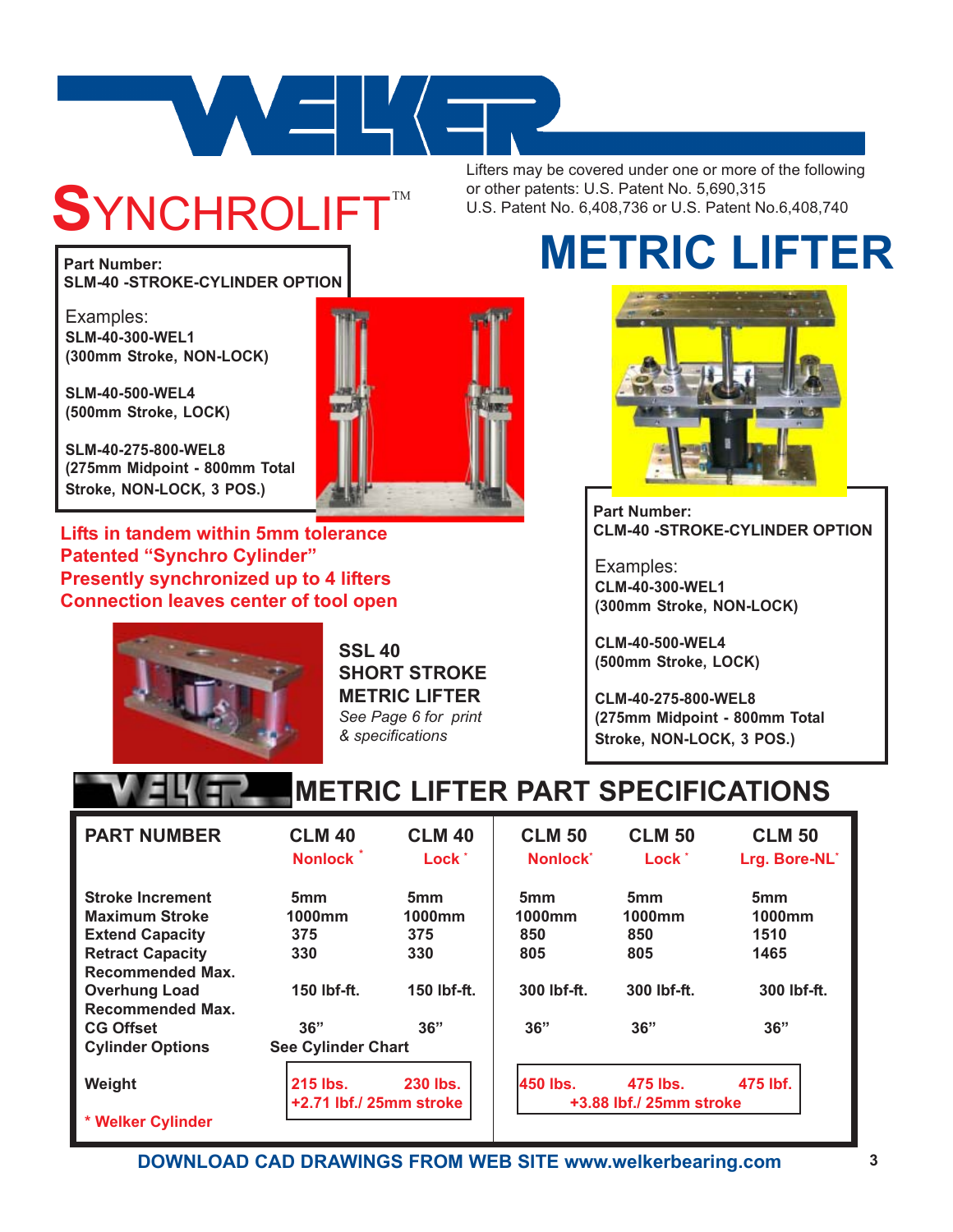# SYNCHROLIFT™

Lifters may be covered under one or more of the following or other patents: U.S. Patent No. 5,690,315 U.S. Patent No. 6,408,736 or U.S. Patent No.6,408,740

# METRIC LIFTER

**Part Number:**
**SLM-40 -STROKE-CYLINDER OPTION**

Examples:
**SLM-40-300-WEL1**
**(300mm Stroke, NON-LOCK)**

**SLM-40-500-WEL4**
**(500mm Stroke, LOCK)**

**SLM-40-275-800-WEL8**
**(275mm Midpoint - 800mm Total Stroke, NON-LOCK, 3 POS.)**

**Lifts in tandem within 5mm tolerance**
**Patented "Synchro Cylinder"**
**Presently synchronized up to 4 lifters**
**Connection leaves center of tool open**

**SSL 40**
**SHORT STROKE**
**METRIC LIFTER**
*See Page 6 for print & specifications*

**Part Number:**
**CLM-40 -STROKE-CYLINDER OPTION**

Examples:
**CLM-40-300-WEL1**
**(300mm Stroke, NON-LOCK)**

**CLM-40-500-WEL4**
**(500mm Stroke, LOCK)**

**CLM-40-275-800-WEL8**
**(275mm Midpoint - 800mm Total Stroke, NON-LOCK, 3 POS.)**

## METRIC LIFTER PART SPECIFICATIONS

| PART NUMBER | CLM 40 Nonlock * | CLM 40 Lock * | CLM 50 Nonlock* | CLM 50 Lock * | CLM 50 Lrg. Bore-NL* |
|---|---|---|---|---|---|
| Stroke Increment | 5mm | 5mm | 5mm | 5mm | 5mm |
| Maximum Stroke | 1000mm | 1000mm | 1000mm | 1000mm | 1000mm |
| Extend Capacity | 375 | 375 | 850 | 850 | 1510 |
| Retract Capacity | 330 | 330 | 805 | 805 | 1465 |
| Recommended Max. Overhung Load | 150 lbf-ft. | 150 lbf-ft. | 300 lbf-ft. | 300 lbf-ft. | 300 lbf-ft. |
| Recommended Max. CG Offset | 36" | 36" | 36" | 36" | 36" |
| Cylinder Options | See Cylinder Chart | | | | |
| Weight | 215 lbs. | 230 lbs. | 450 lbs. | 475 lbs. | 475 lbf. |
| | +2.71 lbf./ 25mm stroke | | +3.88 lbf./ 25mm stroke | | |

\* Welker Cylinder

**DOWNLOAD CAD DRAWINGS FROM WEB SITE www.welkerbearing.com**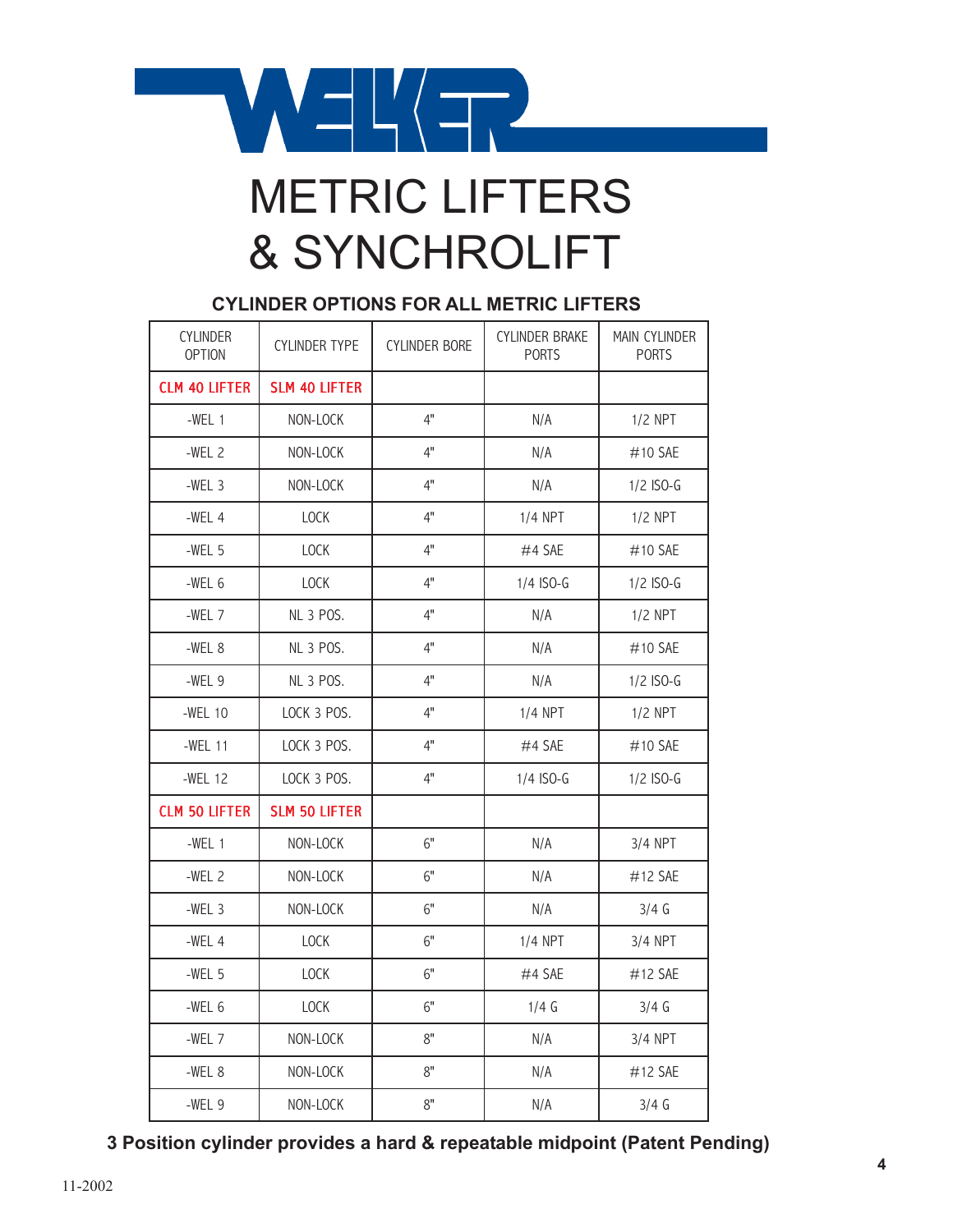WELKER

# METRIC LIFTERS & SYNCHROLIFT

## CYLINDER OPTIONS FOR ALL METRIC LIFTERS

| CYLINDER OPTION | CYLINDER TYPE | CYLINDER BORE | CYLINDER BRAKE PORTS | MAIN CYLINDER PORTS |
|---|---|---|---|---|
| CLM 40 LIFTER | SLM 40 LIFTER | | | |
| -WEL 1 | NON-LOCK | 4" | N/A | 1/2 NPT |
| -WEL 2 | NON-LOCK | 4" | N/A | #10 SAE |
| -WEL 3 | NON-LOCK | 4" | N/A | 1/2 ISO-G |
| -WEL 4 | LOCK | 4" | 1/4 NPT | 1/2 NPT |
| -WEL 5 | LOCK | 4" | #4 SAE | #10 SAE |
| -WEL 6 | LOCK | 4" | 1/4 ISO-G | 1/2 ISO-G |
| -WEL 7 | NL 3 POS. | 4" | N/A | 1/2 NPT |
| -WEL 8 | NL 3 POS. | 4" | N/A | #10 SAE |
| -WEL 9 | NL 3 POS. | 4" | N/A | 1/2 ISO-G |
| -WEL 10 | LOCK 3 POS. | 4" | 1/4 NPT | 1/2 NPT |
| -WEL 11 | LOCK 3 POS. | 4" | #4 SAE | #10 SAE |
| -WEL 12 | LOCK 3 POS. | 4" | 1/4 ISO-G | 1/2 ISO-G |
| CLM 50 LIFTER | SLM 50 LIFTER | | | |
| -WEL 1 | NON-LOCK | 6" | N/A | 3/4 NPT |
| -WEL 2 | NON-LOCK | 6" | N/A | #12 SAE |
| -WEL 3 | NON-LOCK | 6" | N/A | 3/4 G |
| -WEL 4 | LOCK | 6" | 1/4 NPT | 3/4 NPT |
| -WEL 5 | LOCK | 6" | #4 SAE | #12 SAE |
| -WEL 6 | LOCK | 6" | 1/4 G | 3/4 G |
| -WEL 7 | NON-LOCK | 8" | N/A | 3/4 NPT |
| -WEL 8 | NON-LOCK | 8" | N/A | #12 SAE |
| -WEL 9 | NON-LOCK | 8" | N/A | 3/4 G |

**3 Position cylinder provides a hard & repeatable midpoint (Patent Pending)**

11-2002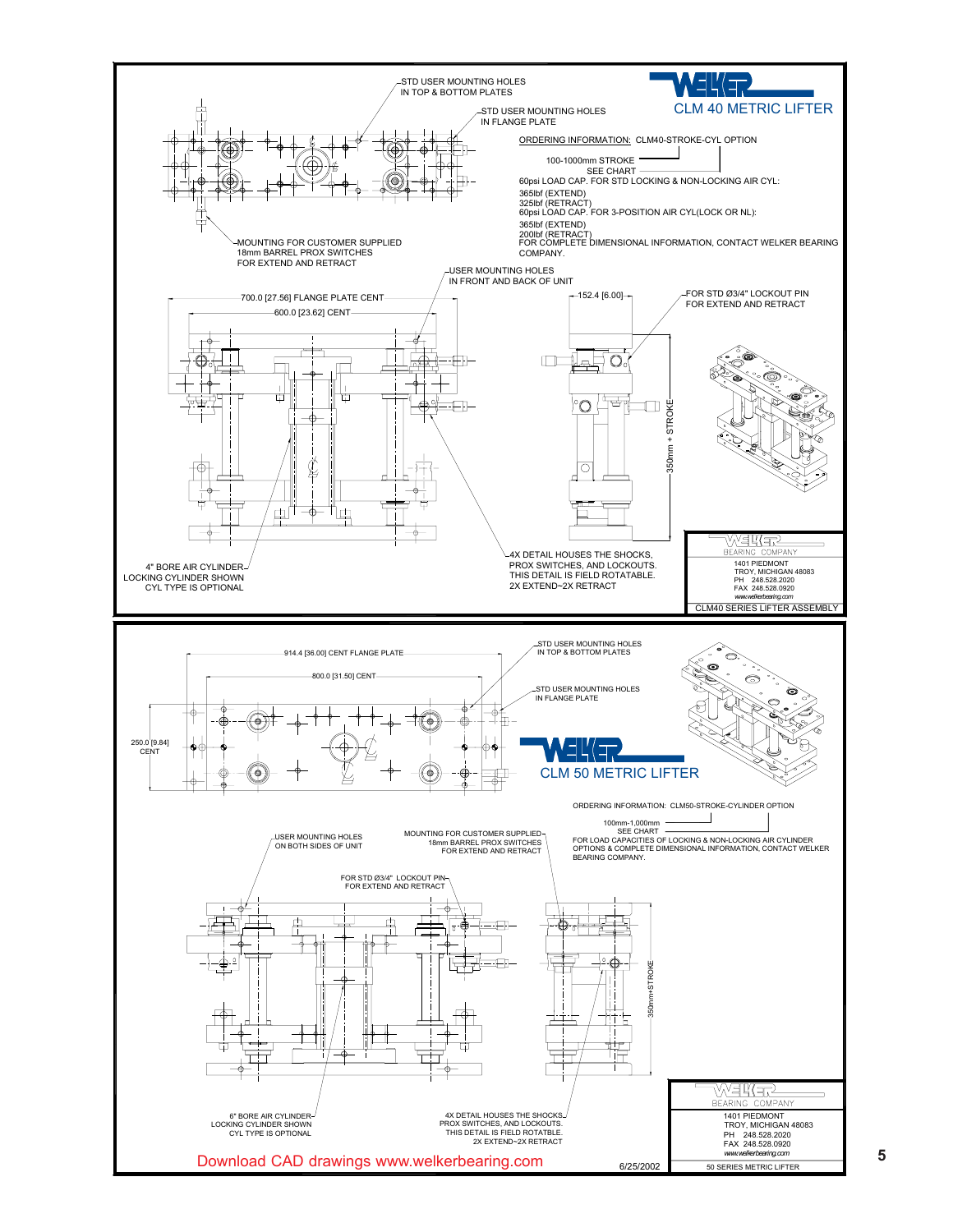# CLM 40 METRIC LIFTER

STD USER MOUNTING HOLES IN TOP & BOTTOM PLATES

STD USER MOUNTING HOLES IN FLANGE PLATE

MOUNTING FOR CUSTOMER SUPPLIED 18mm BARREL PROX SWITCHES FOR EXTEND AND RETRACT

ORDERING INFORMATION: CLM40-STROKE-CYL OPTION

100-1000mm STROKE
SEE CHART

60psi LOAD CAP. FOR STD LOCKING & NON-LOCKING AIR CYL:
365lbf (EXTEND)
325lbf (RETRACT)

60psi LOAD CAP. FOR 3-POSITION AIR CYL(LOCK OR NL):
365lbf (EXTEND)
200lbf (RETRACT)

FOR COMPLETE DIMENSIONAL INFORMATION, CONTACT WELKER BEARING COMPANY.

USER MOUNTING HOLES IN FRONT AND BACK OF UNIT

700.0 [27.56] FLANGE PLATE CENT

600.0 [23.62] CENT

152.4 [6.00]

FOR STD Ø3/4" LOCKOUT PIN FOR EXTEND AND RETRACT

350mm + STROKE

4" BORE AIR CYLINDER
LOCKING CYLINDER SHOWN
CYL TYPE IS OPTIONAL

4X DETAIL HOUSES THE SHOCKS, PROX SWITCHES, AND LOCKOUTS. THIS DETAIL IS FIELD ROTATABLE. 2X EXTEND~2X RETRACT

WELKER BEARING COMPANY
1401 PIEDMONT
TROY, MICHIGAN 48083
PH 248.528.2020
FAX 248.528.0920
www.welkerbearing.com

CLM40 SERIES LIFTER ASSEMBLY

# CLM 50 METRIC LIFTER

914.4 [36.00] CENT FLANGE PLATE

800.0 [31.50] CENT

250.0 [9.84] CENT

STD USER MOUNTING HOLES IN TOP & BOTTOM PLATES

STD USER MOUNTING HOLES IN FLANGE PLATE

ORDERING INFORMATION: CLM50-STROKE-CYLINDER OPTION

100mm-1,000mm
SEE CHART

FOR LOAD CAPACITIES OF LOCKING & NON-LOCKING AIR CYLINDER OPTIONS & COMPLETE DIMENSIONAL INFORMATION, CONTACT WELKER BEARING COMPANY.

USER MOUNTING HOLES ON BOTH SIDES OF UNIT

MOUNTING FOR CUSTOMER SUPPLIED 18mm BARREL PROX SWITCHES FOR EXTEND AND RETRACT

FOR STD Ø3/4" LOCKOUT PIN FOR EXTEND AND RETRACT

350mm+STROKE

6" BORE AIR CYLINDER
LOCKING CYLINDER SHOWN
CYL TYPE IS OPTIONAL

4X DETAIL HOUSES THE SHOCKS, PROX SWITCHES, AND LOCKOUTS. THIS DETAIL IS FIELD ROTATBLE. 2X EXTEND~2X RETRACT

WELKER BEARING COMPANY
1401 PIEDMONT
TROY, MICHIGAN 48083
PH 248.528.2020
FAX 248.528.0920
www.welkerbearing.com

50 SERIES METRIC LIFTER

Download CAD drawings www.welkerbearing.com

6/25/2002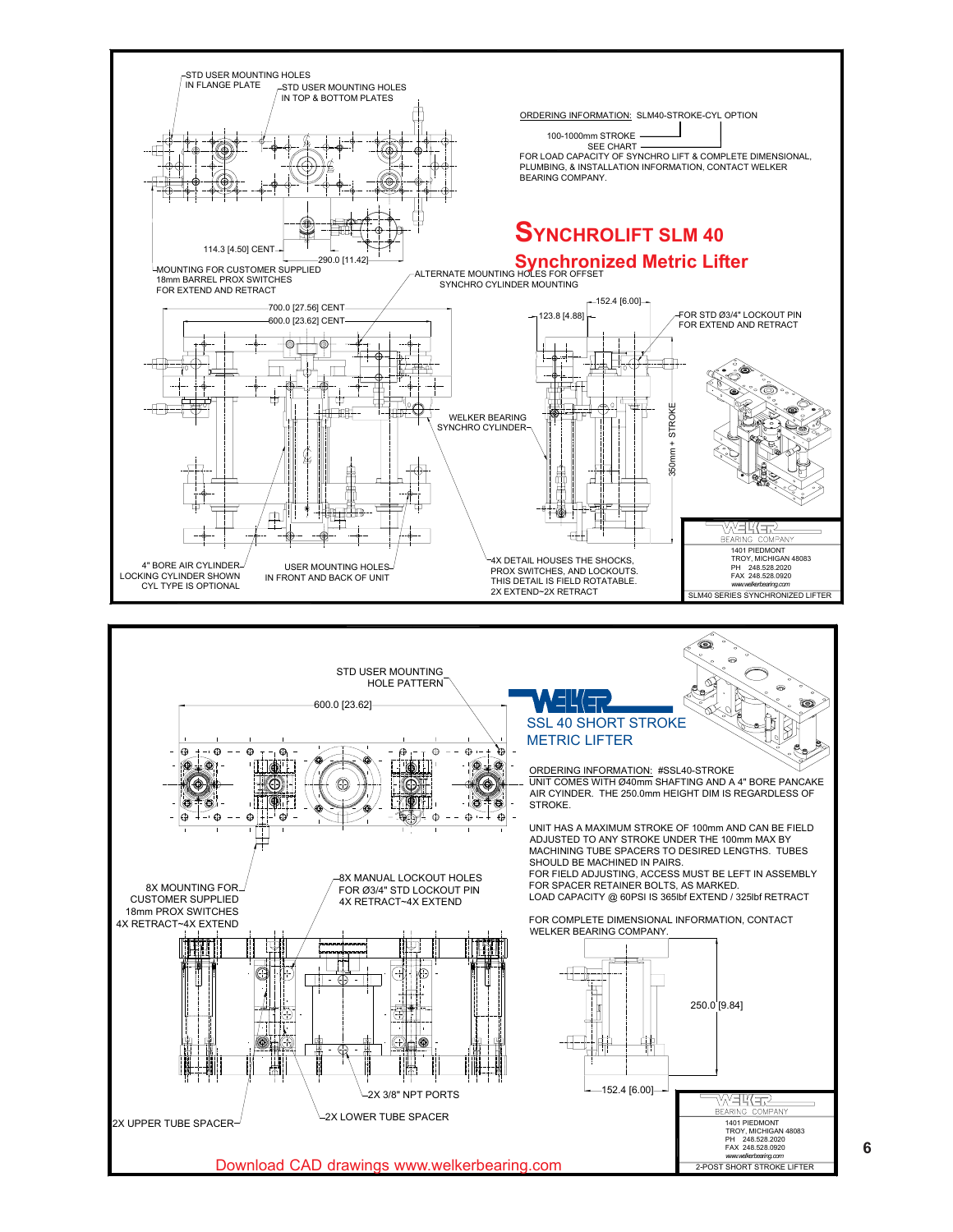# SYNCHROLIFT SLM 40

## Synchronized Metric Lifter

ORDERING INFORMATION: SLM40-STROKE-CYL OPTION

100-1000mm STROKE

SEE CHART

FOR LOAD CAPACITY OF SYNCHRO LIFT & COMPLETE DIMENSIONAL, PLUMBING, & INSTALLATION INFORMATION, CONTACT WELKER BEARING COMPANY.

STD USER MOUNTING HOLES IN FLANGE PLATE

STD USER MOUNTING HOLES IN TOP & BOTTOM PLATES

114.3 [4.50] CENT

290.0 [11.42]

MOUNTING FOR CUSTOMER SUPPLIED 18mm BARREL PROX SWITCHES FOR EXTEND AND RETRACT

ALTERNATE MOUNTING HOLES FOR OFFSET SYNCHRO CYLINDER MOUNTING

700.0 [27.56] CENT

600.0 [23.62] CENT

152.4 [6.00]

123.8 [4.88]

FOR STD Ø3/4" LOCKOUT PIN FOR EXTEND AND RETRACT

WELKER BEARING SYNCHRO CYLINDER

350mm + STROKE

4" BORE AIR CYLINDER LOCKING CYLINDER SHOWN CYL TYPE IS OPTIONAL

USER MOUNTING HOLES IN FRONT AND BACK OF UNIT

4X DETAIL HOUSES THE SHOCKS, PROX SWITCHES, AND LOCKOUTS. THIS DETAIL IS FIELD ROTATABLE. 2X EXTEND~2X RETRACT

WELKER BEARING COMPANY
1401 PIEDMONT
TROY, MICHIGAN 48083
PH 248.528.2020
FAX 248.528.0920
www.welkerbearing.com

SLM40 SERIES SYNCHRONIZED LIFTER

---

## SSL 40 SHORT STROKE METRIC LIFTER

ORDERING INFORMATION: #SSL40-STROKE

UNIT COMES WITH Ø40mm SHAFTING AND A 4" BORE PANCAKE AIR CYLINDER. THE 250.0mm HEIGHT DIM IS REGARDLESS OF STROKE.

UNIT HAS A MAXIMUM STROKE OF 100mm AND CAN BE FIELD ADJUSTED TO ANY STROKE UNDER THE 100mm MAX BY MACHINING TUBE SPACERS TO DESIRED LENGTHS. TUBES SHOULD BE MACHINED IN PAIRS.
FOR FIELD ADJUSTING, ACCESS MUST BE LEFT IN ASSEMBLY FOR SPACER RETAINER BOLTS, AS MARKED.
LOAD CAPACITY @ 60PSI IS 365lbf EXTEND / 325lbf RETRACT

FOR COMPLETE DIMENSIONAL INFORMATION, CONTACT WELKER BEARING COMPANY.

STD USER MOUNTING HOLE PATTERN

600.0 [23.62]

8X MOUNTING FOR CUSTOMER SUPPLIED 18mm PROX SWITCHES 4X RETRACT~4X EXTEND

8X MANUAL LOCKOUT HOLES FOR Ø3/4" STD LOCKOUT PIN 4X RETRACT~4X EXTEND

250.0 [9.84]

152.4 [6.00]

2X 3/8" NPT PORTS

2X LOWER TUBE SPACER

2X UPPER TUBE SPACER

WELKER BEARING COMPANY
1401 PIEDMONT
TROY, MICHIGAN 48083
PH 248.528.2020
FAX 248.528.0920
www.welkerbearing.com

2-POST SHORT STROKE LIFTER

Download CAD drawings www.welkerbearing.com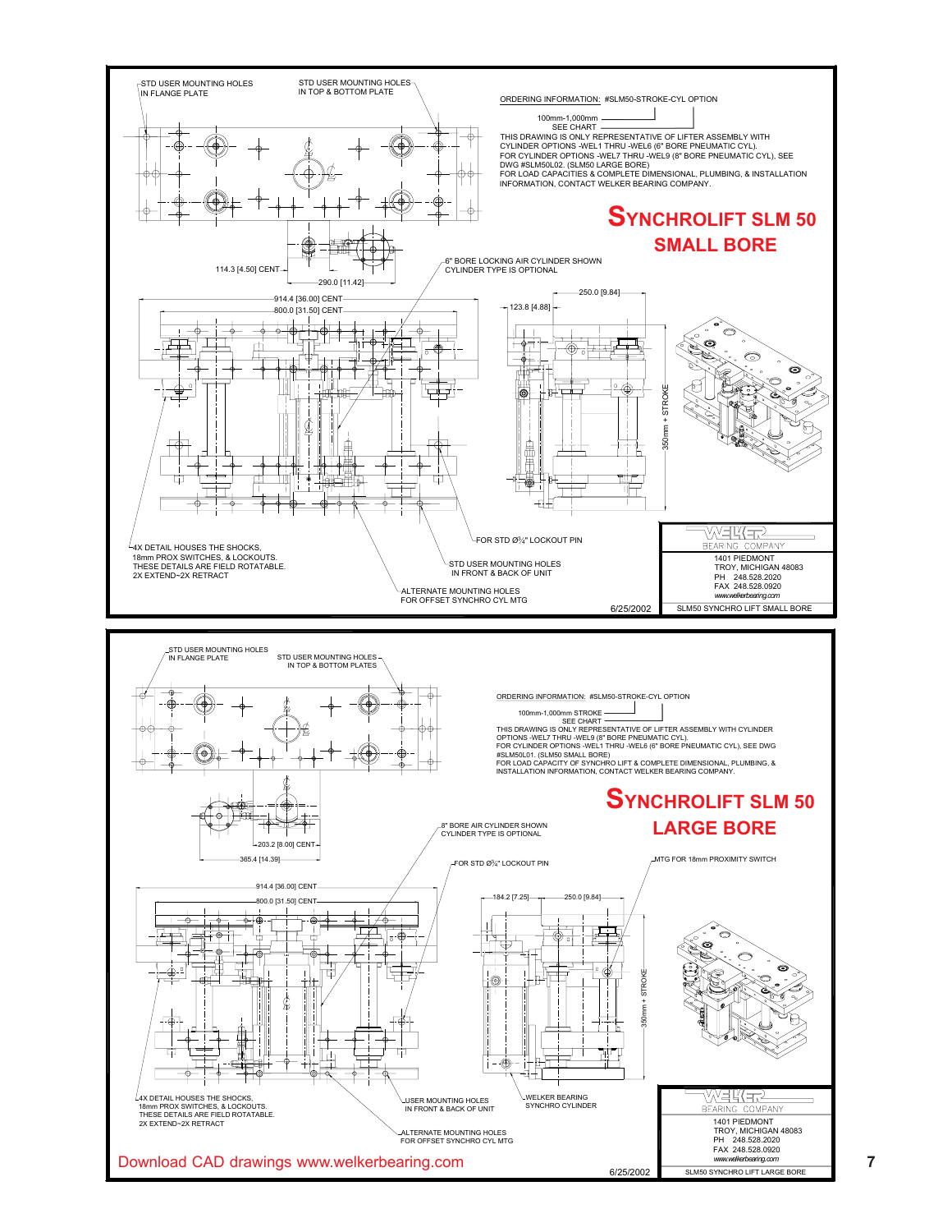# SYNCHROLIFT SLM 50
## SMALL BORE

ORDERING INFORMATION: #SLM50-STROKE-CYL OPTION

100mm-1,000mm
SEE CHART

THIS DRAWING IS ONLY REPRESENTATIVE OF LIFTER ASSEMBLY WITH CYLINDER OPTIONS -WEL1 THRU -WEL6 (6" BORE PNEUMATIC CYL).
FOR CYLINDER OPTIONS -WEL7 THRU -WEL9 (8" BORE PNEUMATIC CYL), SEE DWG #SLM50L02. (SLM50 LARGE BORE)
FOR LOAD CAPACITIES & COMPLETE DIMENSIONAL, PLUMBING, & INSTALLATION INFORMATION, CONTACT WELKER BEARING COMPANY.

STD USER MOUNTING HOLES IN FLANGE PLATE

STD USER MOUNTING HOLES IN TOP & BOTTOM PLATE

6" BORE LOCKING AIR CYLINDER SHOWN
CYLINDER TYPE IS OPTIONAL

114.3 [4.50] CENT

290.0 [11.42]

914.4 [36.00] CENT

800.0 [31.50] CENT

250.0 [9.84]

123.8 [4.88]

350mm + STROKE

FOR STD Ø¾" LOCKOUT PIN

4X DETAIL HOUSES THE SHOCKS, 18mm PROX SWITCHES, & LOCKOUTS. THESE DETAILS ARE FIELD ROTATABLE.
2X EXTEND~2X RETRACT

STD USER MOUNTING HOLES IN FRONT & BACK OF UNIT

ALTERNATE MOUNTING HOLES FOR OFFSET SYNCHRO CYL MTG

WELKER BEARING COMPANY
1401 PIEDMONT
TROY, MICHIGAN 48083
PH 248.528.2020
FAX 248.528.0920
www.welkerbearing.com

6/25/2002

SLM50 SYNCHRO LIFT SMALL BORE

# SYNCHROLIFT SLM 50
## LARGE BORE

ORDERING INFORMATION: #SLM50-STROKE-CYL OPTION

100mm-1,000mm STROKE
SEE CHART

THIS DRAWING IS ONLY REPRESENTATIVE OF LIFTER ASSEMBLY WITH CYLINDER OPTIONS -WEL7 THRU -WEL9 (8" BORE PNEUMATIC CYL).
FOR CYLINDER OPTIONS -WEL1 THRU -WEL6 (6" BORE PNEUMATIC CYL), SEE DWG #SLM50L01. (SLM50 SMALL BORE)
FOR LOAD CAPACITY OF SYNCHRO LIFT & COMPLETE DIMENSIONAL, PLUMBING, & INSTALLATION INFORMATION, CONTACT WELKER BEARING COMPANY.

STD USER MOUNTING HOLES IN FLANGE PLATE

STD USER MOUNTING HOLES IN TOP & BOTTOM PLATES

8" BORE AIR CYLINDER SHOWN
CYLINDER TYPE IS OPTIONAL

203.2 [8.00] CENT

365.4 [14.39]

FOR STD Ø¾" LOCKOUT PIN

MTG FOR 18mm PROXIMITY SWITCH

914.4 [36.00] CENT

800.0 [31.50] CENT

184.2 [7.25]

250.0 [9.84]

350mm + STROKE

4X DETAIL HOUSES THE SHOCKS, 18mm PROX SWITCHES, & LOCKOUTS. THESE DETAILS ARE FIELD ROTATABLE.
2X EXTEND~2X RETRACT

USER MOUNTING HOLES IN FRONT & BACK OF UNIT

WELKER BEARING SYNCHRO CYLINDER

ALTERNATE MOUNTING HOLES FOR OFFSET SYNCHRO CYL MTG

WELKER BEARING COMPANY
1401 PIEDMONT
TROY, MICHIGAN 48083
PH 248.528.2020
FAX 248.528.0920
www.welkerbearing.com

6/25/2002

SLM50 SYNCHRO LIFT LARGE BORE

Download CAD drawings www.welkerbearing.com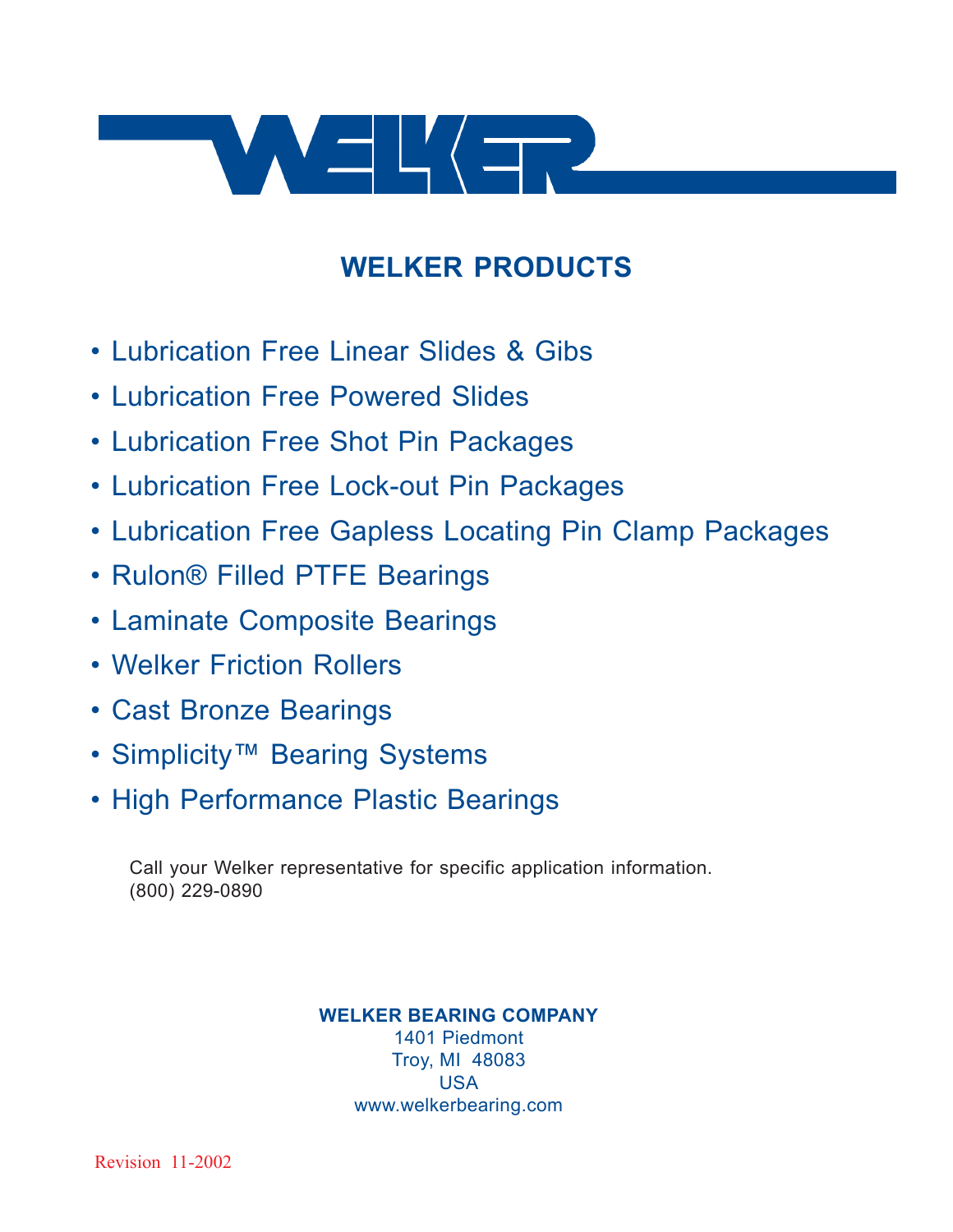# WELKER

## WELKER PRODUCTS

- Lubrication Free Linear Slides & Gibs
- Lubrication Free Powered Slides
- Lubrication Free Shot Pin Packages
- Lubrication Free Lock-out Pin Packages
- Lubrication Free Gapless Locating Pin Clamp Packages
- Rulon® Filled PTFE Bearings
- Laminate Composite Bearings
- Welker Friction Rollers
- Cast Bronze Bearings
- Simplicity™ Bearing Systems
- High Performance Plastic Bearings

Call your Welker representative for specific application information.
(800) 229-0890

**WELKER BEARING COMPANY**
1401 Piedmont
Troy, MI 48083
USA
www.welkerbearing.com

Revision 11-2002